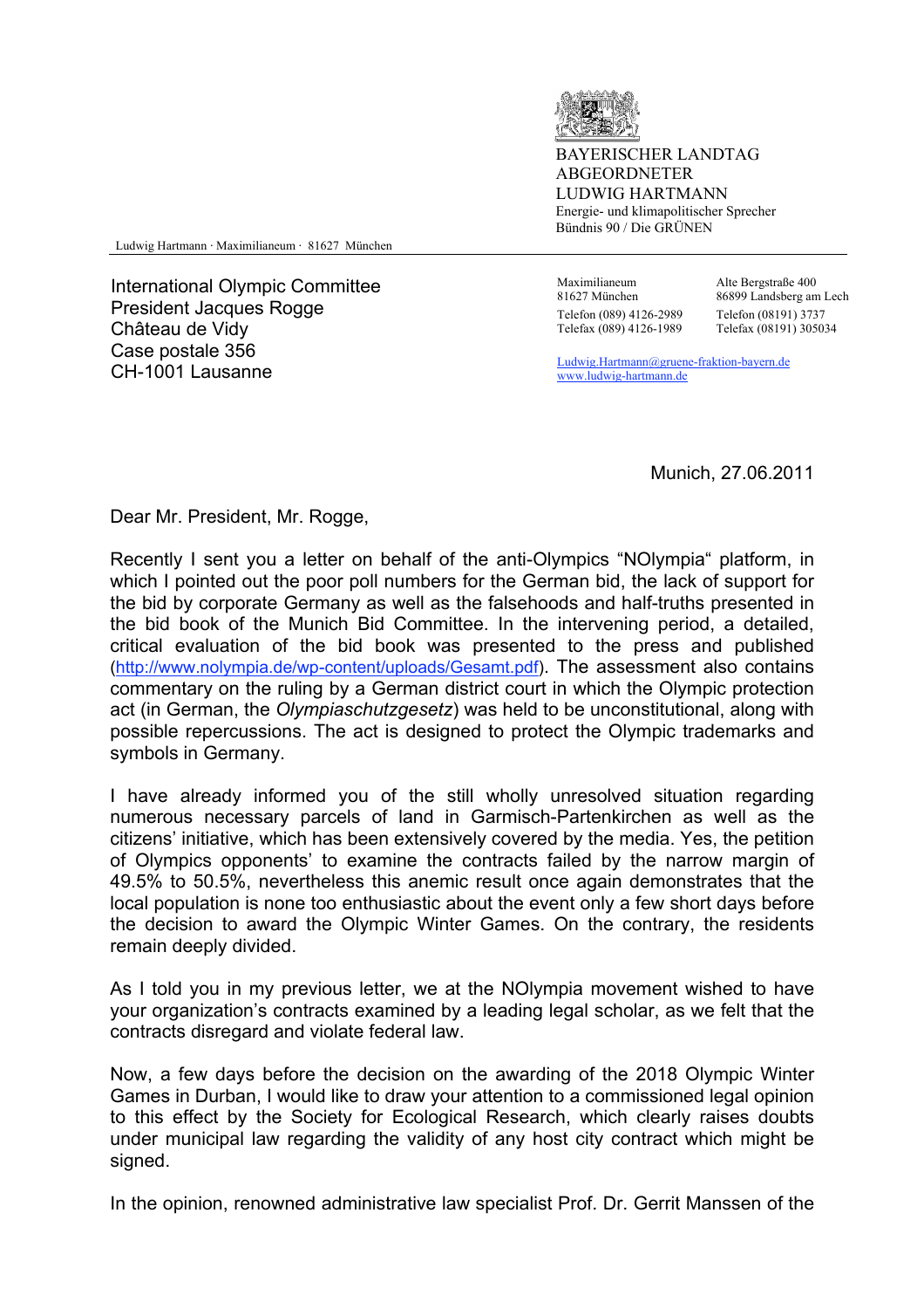BAYERISCHER LANDTAG
ABGEORDNETER
LUDWIG HARTMANN
Energie- und klimapolitischer Sprecher
Bündnis 90 / Die GRÜNEN

Ludwig Hartmann · Maximilianeum · 81627 München

International Olympic Committee
President Jacques Rogge
Château de Vidy
Case postale 356
CH-1001 Lausanne

Maximilianeum
81627 München
Telefon (089) 4126-2989
Telefax (089) 4126-1989

Alte Bergstraße 400
86899 Landsberg am Lech
Telefon (08191) 3737
Telefax (08191) 305034

Ludwig.Hartmann@gruene-fraktion-bayern.de
www.ludwig-hartmann.de

Munich, 27.06.2011

Dear Mr. President, Mr. Rogge,

Recently I sent you a letter on behalf of the anti-Olympics “NOlympia“ platform, in which I pointed out the poor poll numbers for the German bid, the lack of support for the bid by corporate Germany as well as the falsehoods and half-truths presented in the bid book of the Munich Bid Committee. In the intervening period, a detailed, critical evaluation of the bid book was presented to the press and published (http://www.nolympia.de/wp-content/uploads/Gesamt.pdf). The assessment also contains commentary on the ruling by a German district court in which the Olympic protection act (in German, the *Olympiaschutzgesetz*) was held to be unconstitutional, along with possible repercussions. The act is designed to protect the Olympic trademarks and symbols in Germany.

I have already informed you of the still wholly unresolved situation regarding numerous necessary parcels of land in Garmisch-Partenkirchen as well as the citizens’ initiative, which has been extensively covered by the media. Yes, the petition of Olympics opponents’ to examine the contracts failed by the narrow margin of 49.5% to 50.5%, nevertheless this anemic result once again demonstrates that the local population is none too enthusiastic about the event only a few short days before the decision to award the Olympic Winter Games. On the contrary, the residents remain deeply divided.

As I told you in my previous letter, we at the NOlympia movement wished to have your organization’s contracts examined by a leading legal scholar, as we felt that the contracts disregard and violate federal law.

Now, a few days before the decision on the awarding of the 2018 Olympic Winter Games in Durban, I would like to draw your attention to a commissioned legal opinion to this effect by the Society for Ecological Research, which clearly raises doubts under municipal law regarding the validity of any host city contract which might be signed.

In the opinion, renowned administrative law specialist Prof. Dr. Gerrit Manssen of the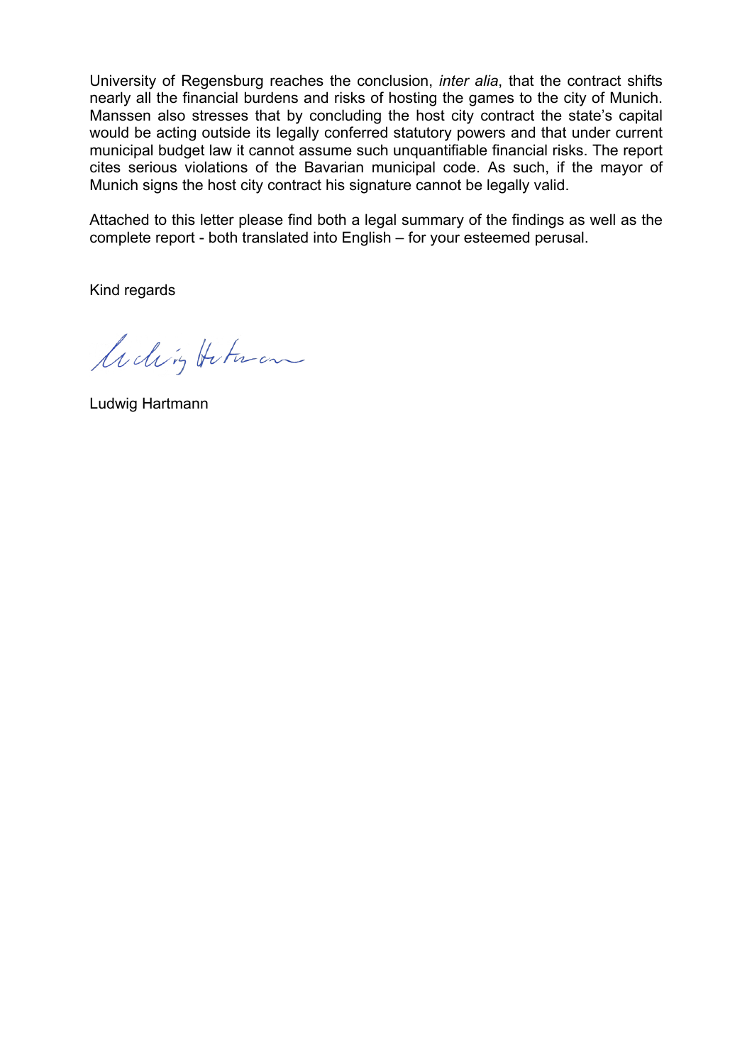University of Regensburg reaches the conclusion, *inter alia*, that the contract shifts nearly all the financial burdens and risks of hosting the games to the city of Munich. Manssen also stresses that by concluding the host city contract the state's capital would be acting outside its legally conferred statutory powers and that under current municipal budget law it cannot assume such unquantifiable financial risks. The report cites serious violations of the Bavarian municipal code. As such, if the mayor of Munich signs the host city contract his signature cannot be legally valid.

Attached to this letter please find both a legal summary of the findings as well as the complete report - both translated into English – for your esteemed perusal.

Kind regards

Ludwig Hartmann